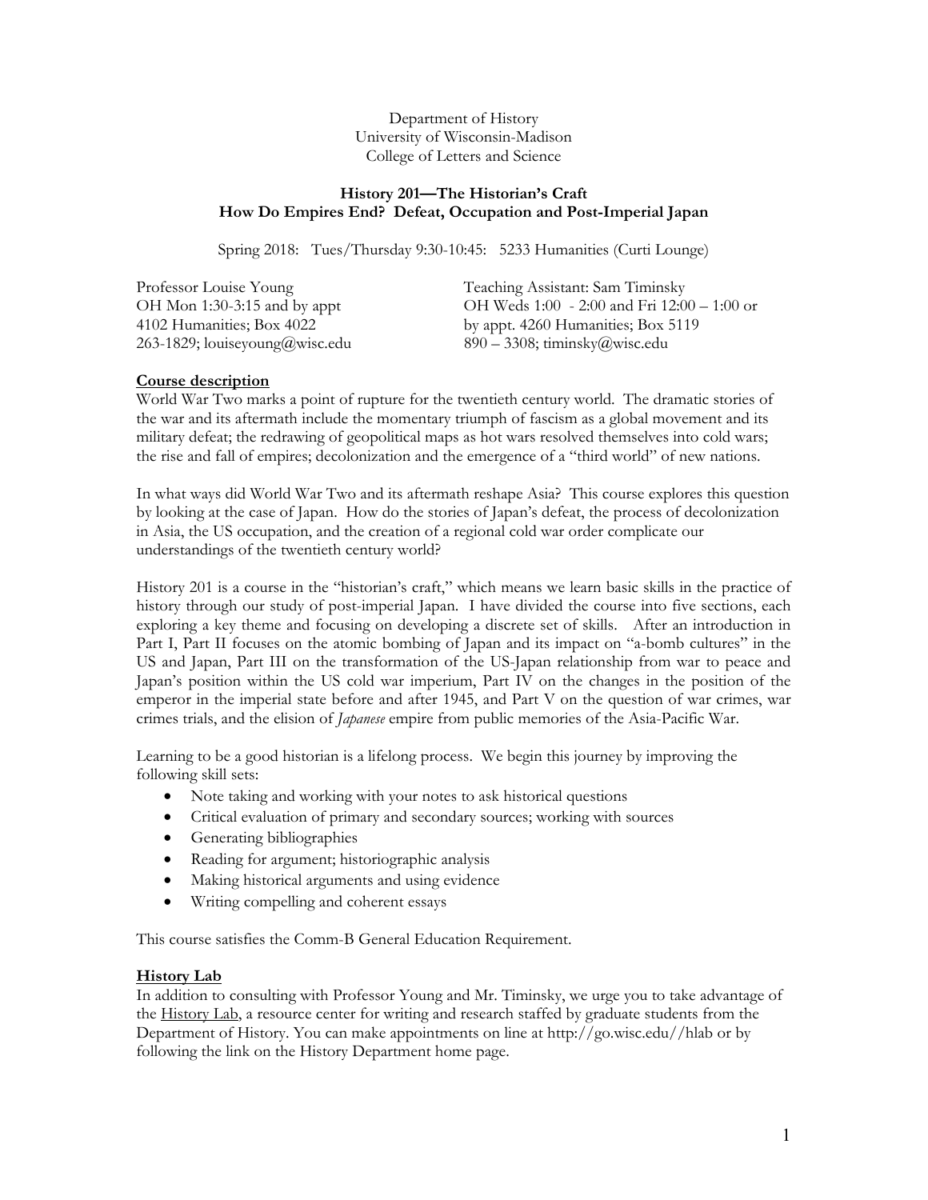Department of History
University of Wisconsin-Madison
College of Letters and Science

# History 201—The Historian's Craft
## How Do Empires End? Defeat, Occupation and Post-Imperial Japan

Spring 2018: Tues/Thursday 9:30-10:45: 5233 Humanities (Curti Lounge)

Professor Louise Young
OH Mon 1:30-3:15 and by appt
4102 Humanities; Box 4022
263-1829; louiseyoung@wisc.edu

Teaching Assistant: Sam Timinsky
OH Weds 1:00 - 2:00 and Fri 12:00 – 1:00 or by appt. 4260 Humanities; Box 5119
890 – 3308; timinsky@wisc.edu

**Course description**

World War Two marks a point of rupture for the twentieth century world. The dramatic stories of the war and its aftermath include the momentary triumph of fascism as a global movement and its military defeat; the redrawing of geopolitical maps as hot wars resolved themselves into cold wars; the rise and fall of empires; decolonization and the emergence of a "third world" of new nations.

In what ways did World War Two and its aftermath reshape Asia? This course explores this question by looking at the case of Japan. How do the stories of Japan's defeat, the process of decolonization in Asia, the US occupation, and the creation of a regional cold war order complicate our understandings of the twentieth century world?

History 201 is a course in the "historian's craft," which means we learn basic skills in the practice of history through our study of post-imperial Japan. I have divided the course into five sections, each exploring a key theme and focusing on developing a discrete set of skills. After an introduction in Part I, Part II focuses on the atomic bombing of Japan and its impact on "a-bomb cultures" in the US and Japan, Part III on the transformation of the US-Japan relationship from war to peace and Japan's position within the US cold war imperium, Part IV on the changes in the position of the emperor in the imperial state before and after 1945, and Part V on the question of war crimes, war crimes trials, and the elision of *Japanese* empire from public memories of the Asia-Pacific War.

Learning to be a good historian is a lifelong process. We begin this journey by improving the following skill sets:

- Note taking and working with your notes to ask historical questions
- Critical evaluation of primary and secondary sources; working with sources
- Generating bibliographies
- Reading for argument; historiographic analysis
- Making historical arguments and using evidence
- Writing compelling and coherent essays

This course satisfies the Comm-B General Education Requirement.

**History Lab**

In addition to consulting with Professor Young and Mr. Timinsky, we urge you to take advantage of the History Lab, a resource center for writing and research staffed by graduate students from the Department of History. You can make appointments on line at http://go.wisc.edu//hlab or by following the link on the History Department home page.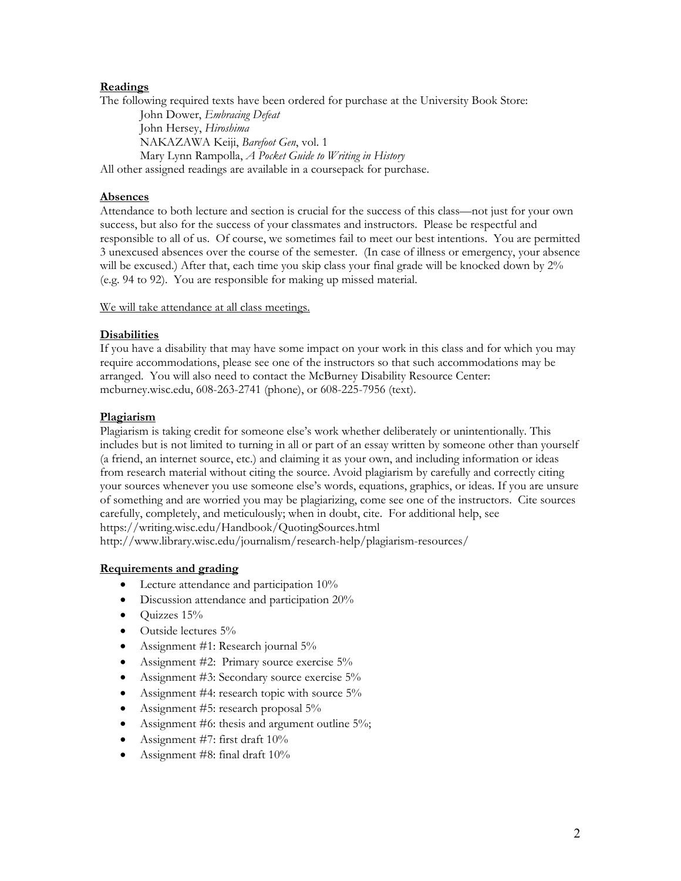## **Readings**

The following required texts have been ordered for purchase at the University Book Store:

John Dower, *Embracing Defeat*
John Hersey, *Hiroshima*
NAKAZAWA Keiji, *Barefoot Gen*, vol. 1
Mary Lynn Rampolla, *A Pocket Guide to Writing in History*

All other assigned readings are available in a coursepack for purchase.

## **Absences**

Attendance to both lecture and section is crucial for the success of this class—not just for your own success, but also for the success of your classmates and instructors. Please be respectful and responsible to all of us. Of course, we sometimes fail to meet our best intentions. You are permitted 3 unexcused absences over the course of the semester. (In case of illness or emergency, your absence will be excused.) After that, each time you skip class your final grade will be knocked down by 2% (e.g. 94 to 92). You are responsible for making up missed material.

<u>We will take attendance at all class meetings.</u>

## **Disabilities**

If you have a disability that may have some impact on your work in this class and for which you may require accommodations, please see one of the instructors so that such accommodations may be arranged. You will also need to contact the McBurney Disability Resource Center: mcburney.wisc.edu, 608-263-2741 (phone), or 608-225-7956 (text).

## **Plagiarism**

Plagiarism is taking credit for someone else's work whether deliberately or unintentionally. This includes but is not limited to turning in all or part of an essay written by someone other than yourself (a friend, an internet source, etc.) and claiming it as your own, and including information or ideas from research material without citing the source. Avoid plagiarism by carefully and correctly citing your sources whenever you use someone else's words, equations, graphics, or ideas. If you are unsure of something and are worried you may be plagiarizing, come see one of the instructors. Cite sources carefully, completely, and meticulously; when in doubt, cite. For additional help, see
https://writing.wisc.edu/Handbook/QuotingSources.html
http://www.library.wisc.edu/journalism/research-help/plagiarism-resources/

## **Requirements and grading**

- Lecture attendance and participation 10%
- Discussion attendance and participation 20%
- Quizzes 15%
- Outside lectures 5%
- Assignment #1: Research journal 5%
- Assignment #2: Primary source exercise 5%
- Assignment #3: Secondary source exercise 5%
- Assignment #4: research topic with source 5%
- Assignment #5: research proposal 5%
- Assignment #6: thesis and argument outline 5%;
- Assignment #7: first draft 10%
- Assignment #8: final draft 10%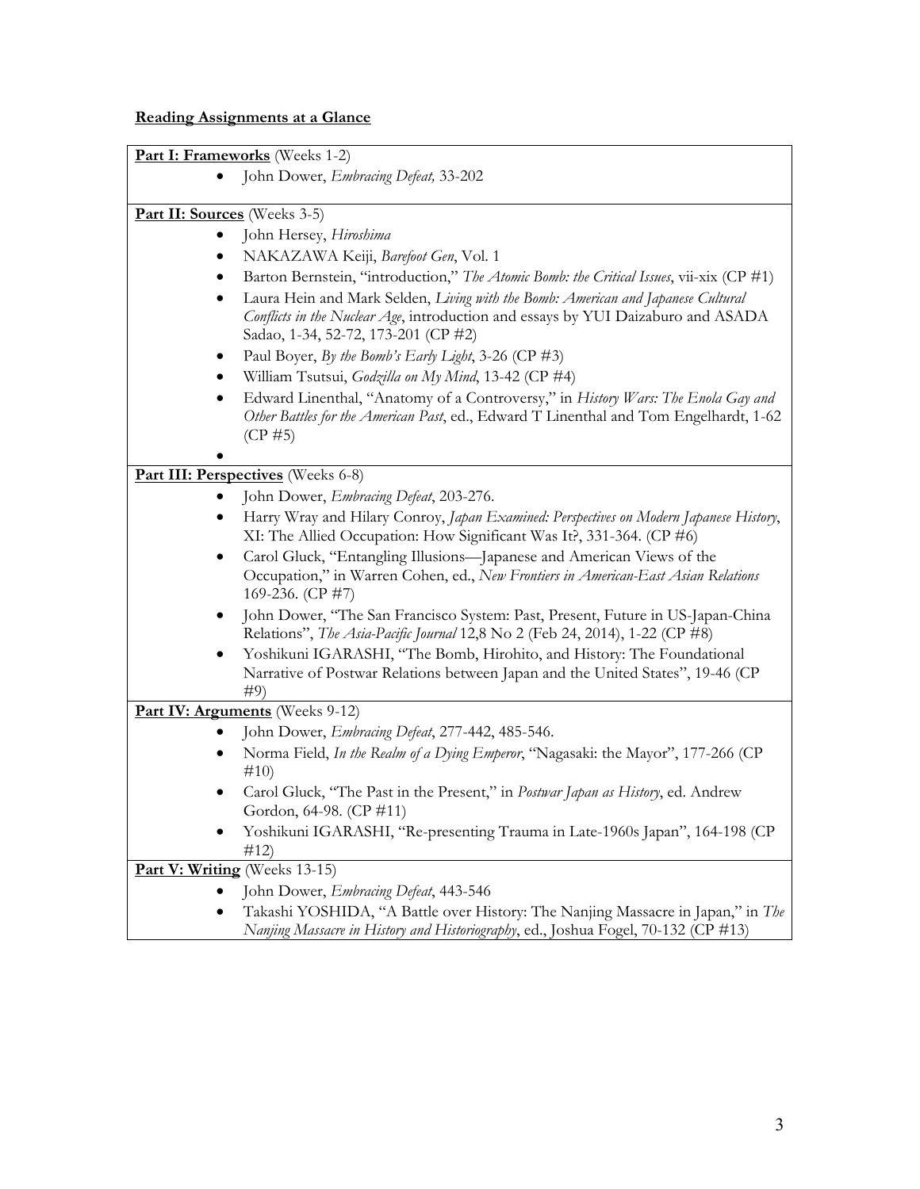## **Reading Assignments at a Glance**

**Part I: Frameworks** (Weeks 1-2)

- John Dower, *Embracing Defeat,* 33-202

**Part II: Sources** (Weeks 3-5)

- John Hersey, *Hiroshima*
- NAKAZAWA Keiji, *Barefoot Gen*, Vol. 1
- Barton Bernstein, "introduction," *The Atomic Bomb: the Critical Issues*, vii-xix (CP #1)
- Laura Hein and Mark Selden, *Living with the Bomb: American and Japanese Cultural Conflicts in the Nuclear Age*, introduction and essays by YUI Daizaburo and ASADA Sadao, 1-34, 52-72, 173-201 (CP #2)
- Paul Boyer, *By the Bomb's Early Light*, 3-26 (CP #3)
- William Tsutsui, *Godzilla on My Mind*, 13-42 (CP #4)
- Edward Linenthal, "Anatomy of a Controversy," in *History Wars: The Enola Gay and Other Battles for the American Past*, ed., Edward T Linenthal and Tom Engelhardt, 1-62 (CP #5)

**Part III: Perspectives** (Weeks 6-8)

- John Dower, *Embracing Defeat*, 203-276.
- Harry Wray and Hilary Conroy, *Japan Examined: Perspectives on Modern Japanese History*, XI: The Allied Occupation: How Significant Was It?, 331-364. (CP #6)
- Carol Gluck, "Entangling Illusions—Japanese and American Views of the Occupation," in Warren Cohen, ed., *New Frontiers in American-East Asian Relations* 169-236. (CP #7)
- John Dower, "The San Francisco System: Past, Present, Future in US-Japan-China Relations", *The Asia-Pacific Journal* 12,8 No 2 (Feb 24, 2014), 1-22 (CP #8)
- Yoshikuni IGARASHI, "The Bomb, Hirohito, and History: The Foundational Narrative of Postwar Relations between Japan and the United States", 19-46 (CP #9)

**Part IV: Arguments** (Weeks 9-12)

- John Dower, *Embracing Defeat*, 277-442, 485-546.
- Norma Field, *In the Realm of a Dying Emperor*, "Nagasaki: the Mayor", 177-266 (CP #10)
- Carol Gluck, "The Past in the Present," in *Postwar Japan as History*, ed. Andrew Gordon, 64-98. (CP #11)
- Yoshikuni IGARASHI, "Re-presenting Trauma in Late-1960s Japan", 164-198 (CP #12)

**Part V: Writing** (Weeks 13-15)

- John Dower, *Embracing Defeat*, 443-546
- Takashi YOSHIDA, "A Battle over History: The Nanjing Massacre in Japan," in *The Nanjing Massacre in History and Historiography*, ed., Joshua Fogel, 70-132 (CP #13)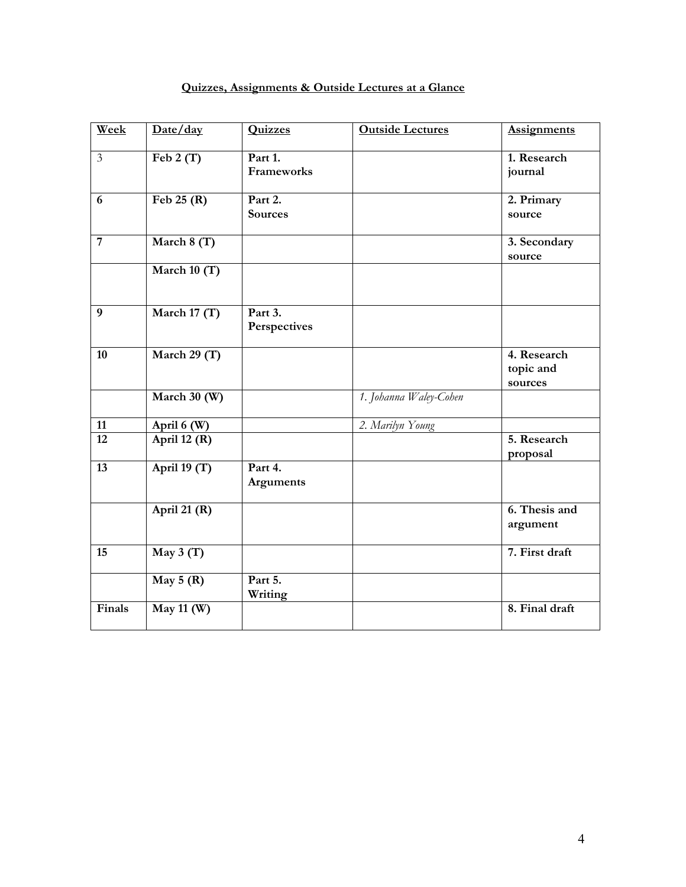**<u>Quizzes, Assignments & Outside Lectures at a Glance</u>**

| Week | Date/day | Quizzes | Outside Lectures | Assignments |
|---|---|---|---|---|
| 3 | **Feb 2 (T)** | **Part 1. Frameworks** | | **1. Research journal** |
| **6** | **Feb 25 (R)** | **Part 2. Sources** | | **2. Primary source** |
| **7** | **March 8 (T)** | | | **3. Secondary source** |
| | **March 10 (T)** | | | |
| **9** | **March 17 (T)** | **Part 3. Perspectives** | | |
| **10** | **March 29 (T)** | | | **4. Research topic and sources** |
| | **March 30 (W)** | | *1. Johanna Waley-Cohen* | |
| **11** | **April 6 (W)** | | *2. Marilyn Young* | |
| **12** | **April 12 (R)** | | | **5. Research proposal** |
| **13** | **April 19 (T)** | **Part 4. Arguments** | | |
| | **April 21 (R)** | | | **6. Thesis and argument** |
| **15** | **May 3 (T)** | | | **7. First draft** |
| | **May 5 (R)** | **Part 5. Writing** | | |
| **Finals** | **May 11 (W)** | | | **8. Final draft** |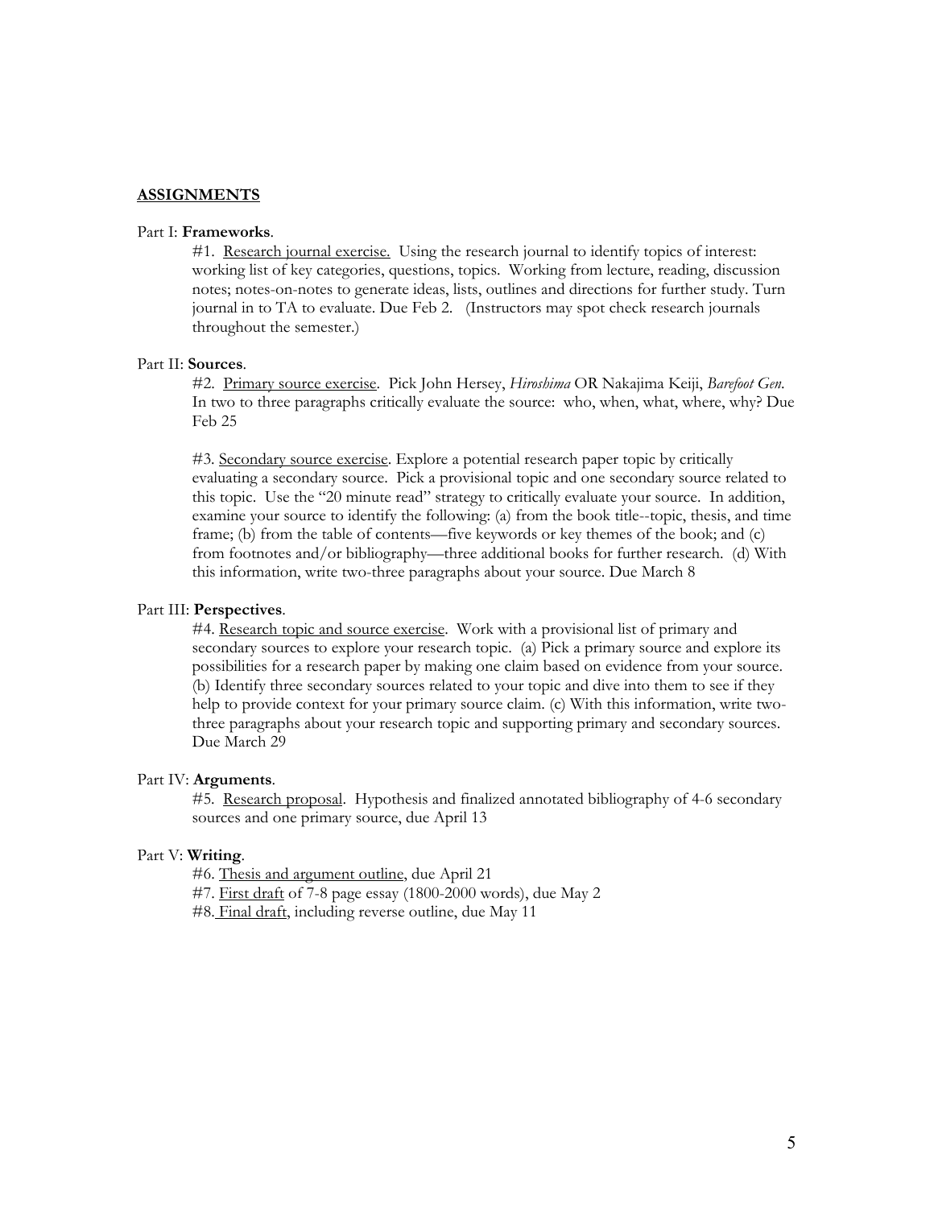## **ASSIGNMENTS**

Part I: **Frameworks**.

#1. Research journal exercise. Using the research journal to identify topics of interest: working list of key categories, questions, topics. Working from lecture, reading, discussion notes; notes-on-notes to generate ideas, lists, outlines and directions for further study. Turn journal in to TA to evaluate. Due Feb 2. (Instructors may spot check research journals throughout the semester.)

Part II: **Sources**.

#2. Primary source exercise. Pick John Hersey, *Hiroshima* OR Nakajima Keiji, *Barefoot Gen*. In two to three paragraphs critically evaluate the source: who, when, what, where, why? Due Feb 25

#3. Secondary source exercise. Explore a potential research paper topic by critically evaluating a secondary source. Pick a provisional topic and one secondary source related to this topic. Use the "20 minute read" strategy to critically evaluate your source. In addition, examine your source to identify the following: (a) from the book title--topic, thesis, and time frame; (b) from the table of contents—five keywords or key themes of the book; and (c) from footnotes and/or bibliography—three additional books for further research. (d) With this information, write two-three paragraphs about your source. Due March 8

Part III: **Perspectives**.

#4. Research topic and source exercise. Work with a provisional list of primary and secondary sources to explore your research topic. (a) Pick a primary source and explore its possibilities for a research paper by making one claim based on evidence from your source. (b) Identify three secondary sources related to your topic and dive into them to see if they help to provide context for your primary source claim. (c) With this information, write two-three paragraphs about your research topic and supporting primary and secondary sources. Due March 29

Part IV: **Arguments**.

#5. Research proposal. Hypothesis and finalized annotated bibliography of 4-6 secondary sources and one primary source, due April 13

Part V: **Writing**.

#6. Thesis and argument outline, due April 21
#7. First draft of 7-8 page essay (1800-2000 words), due May 2
#8. Final draft, including reverse outline, due May 11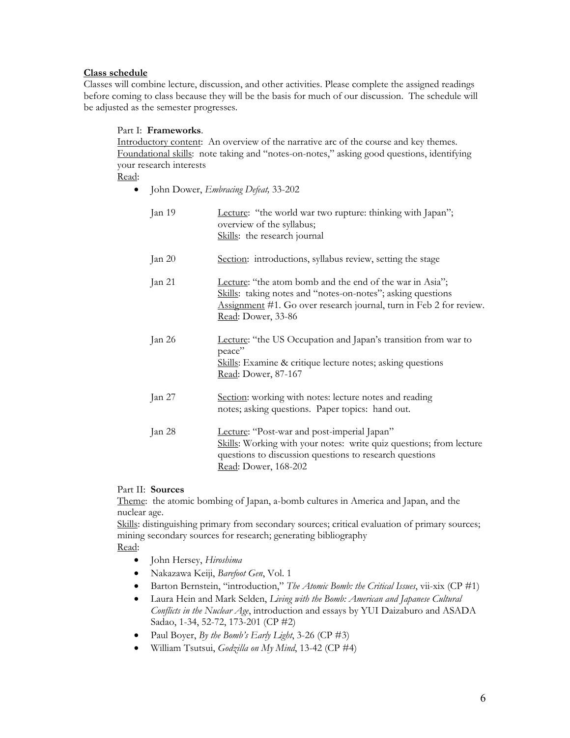**<u>Class schedule</u>**

Classes will combine lecture, discussion, and other activities. Please complete the assigned readings before coming to class because they will be the basis for much of our discussion. The schedule will be adjusted as the semester progresses.

Part I: **Frameworks**.

<u>Introductory content</u>: An overview of the narrative arc of the course and key themes.
<u>Foundational skills</u>: note taking and "notes-on-notes," asking good questions, identifying your research interests
<u>Read</u>:

- John Dower, *Embracing Defeat,* 33-202

| | |
|---|---|
| Jan 19 | <u>Lecture</u>: "the world war two rupture: thinking with Japan"; overview of the syllabus; <u>Skills</u>: the research journal |
| Jan 20 | <u>Section</u>: introductions, syllabus review, setting the stage |
| Jan 21 | <u>Lecture</u>: "the atom bomb and the end of the war in Asia"; <u>Skills</u>: taking notes and "notes-on-notes"; asking questions <u>Assignment</u> #1. Go over research journal, turn in Feb 2 for review. <u>Read</u>: Dower, 33-86 |
| Jan 26 | <u>Lecture</u>: "the US Occupation and Japan's transition from war to peace" <u>Skills</u>: Examine & critique lecture notes; asking questions <u>Read</u>: Dower, 87-167 |
| Jan 27 | <u>Section</u>: working with notes: lecture notes and reading notes; asking questions. Paper topics: hand out. |
| Jan 28 | <u>Lecture</u>: "Post-war and post-imperial Japan" <u>Skills</u>: Working with your notes: write quiz questions; from lecture questions to discussion questions to research questions <u>Read</u>: Dower, 168-202 |

Part II: **Sources**

<u>Theme</u>: the atomic bombing of Japan, a-bomb cultures in America and Japan, and the nuclear age.
<u>Skills</u>: distinguishing primary from secondary sources; critical evaluation of primary sources; mining secondary sources for research; generating bibliography
<u>Read</u>:

- John Hersey, *Hiroshima*
- Nakazawa Keiji, *Barefoot Gen*, Vol. 1
- Barton Bernstein, "introduction," *The Atomic Bomb: the Critical Issues*, vii-xix (CP #1)
- Laura Hein and Mark Selden, *Living with the Bomb: American and Japanese Cultural Conflicts in the Nuclear Age*, introduction and essays by YUI Daizaburo and ASADA Sadao, 1-34, 52-72, 173-201 (CP #2)
- Paul Boyer, *By the Bomb's Early Light*, 3-26 (CP #3)
- William Tsutsui, *Godzilla on My Mind*, 13-42 (CP #4)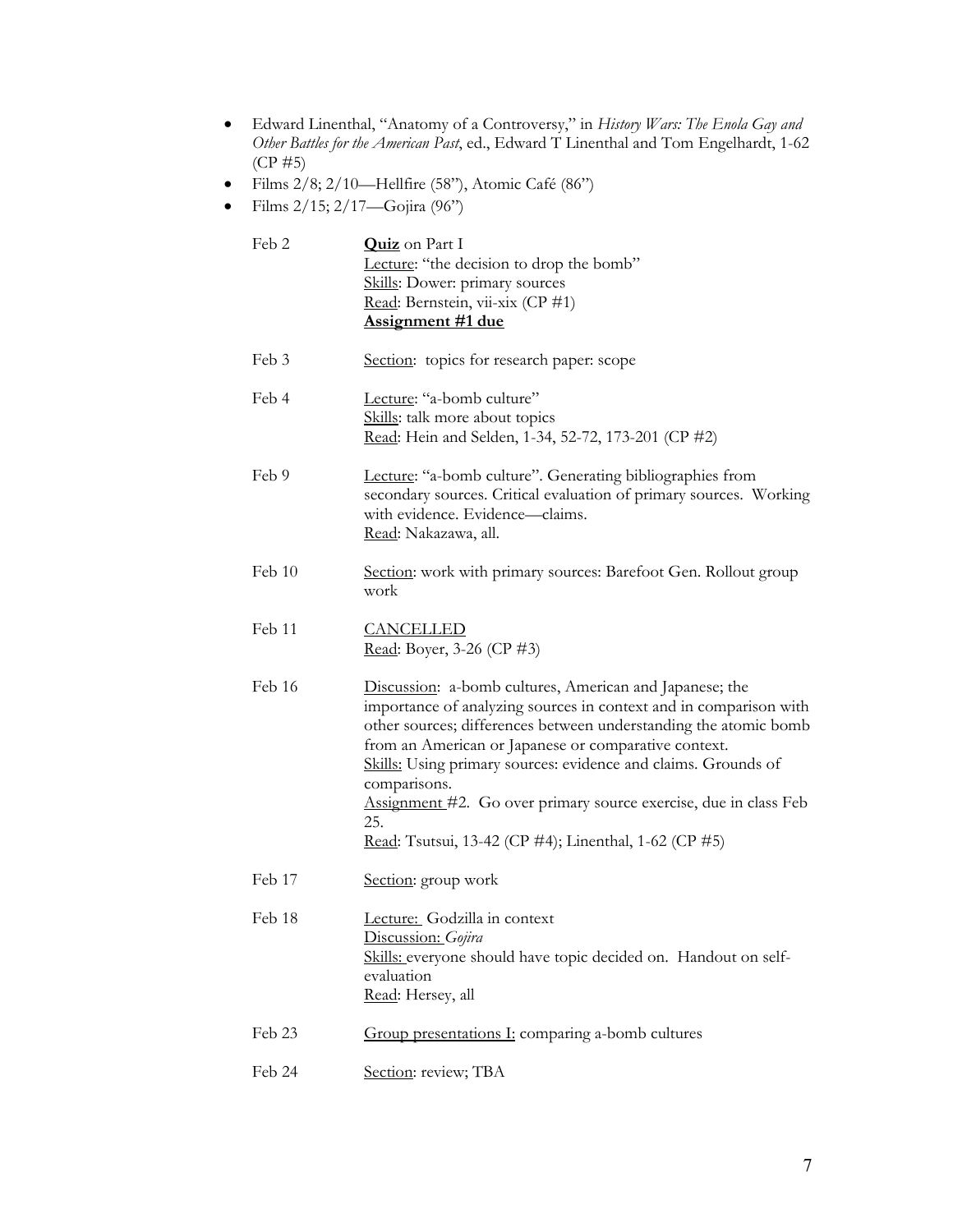- Edward Linenthal, "Anatomy of a Controversy," in *History Wars: The Enola Gay and Other Battles for the American Past*, ed., Edward T Linenthal and Tom Engelhardt, 1-62 (CP #5)
- Films 2/8; 2/10—Hellfire (58"), Atomic Café (86")
- Films 2/15; 2/17—Gojira (96")

| | |
|---|---|
| Feb 2 | **Quiz** on Part I<br>Lecture: "the decision to drop the bomb"<br>Skills: Dower: primary sources<br>Read: Bernstein, vii-xix (CP #1)<br>**Assignment #1 due** |
| Feb 3 | Section: topics for research paper: scope |
| Feb 4 | Lecture: "a-bomb culture"<br>Skills: talk more about topics<br>Read: Hein and Selden, 1-34, 52-72, 173-201 (CP #2) |
| Feb 9 | Lecture: "a-bomb culture". Generating bibliographies from secondary sources. Critical evaluation of primary sources. Working with evidence. Evidence—claims.<br>Read: Nakazawa, all. |
| Feb 10 | Section: work with primary sources: Barefoot Gen. Rollout group work |
| Feb 11 | CANCELLED<br>Read: Boyer, 3-26 (CP #3) |
| Feb 16 | Discussion: a-bomb cultures, American and Japanese; the importance of analyzing sources in context and in comparison with other sources; differences between understanding the atomic bomb from an American or Japanese or comparative context.<br>Skills: Using primary sources: evidence and claims. Grounds of comparisons.<br>Assignment #2. Go over primary source exercise, due in class Feb 25.<br>Read: Tsutsui, 13-42 (CP #4); Linenthal, 1-62 (CP #5) |
| Feb 17 | Section: group work |
| Feb 18 | Lecture: Godzilla in context<br>Discussion: *Gojira*<br>Skills: everyone should have topic decided on. Handout on self-evaluation<br>Read: Hersey, all |
| Feb 23 | Group presentations I: comparing a-bomb cultures |
| Feb 24 | Section: review; TBA |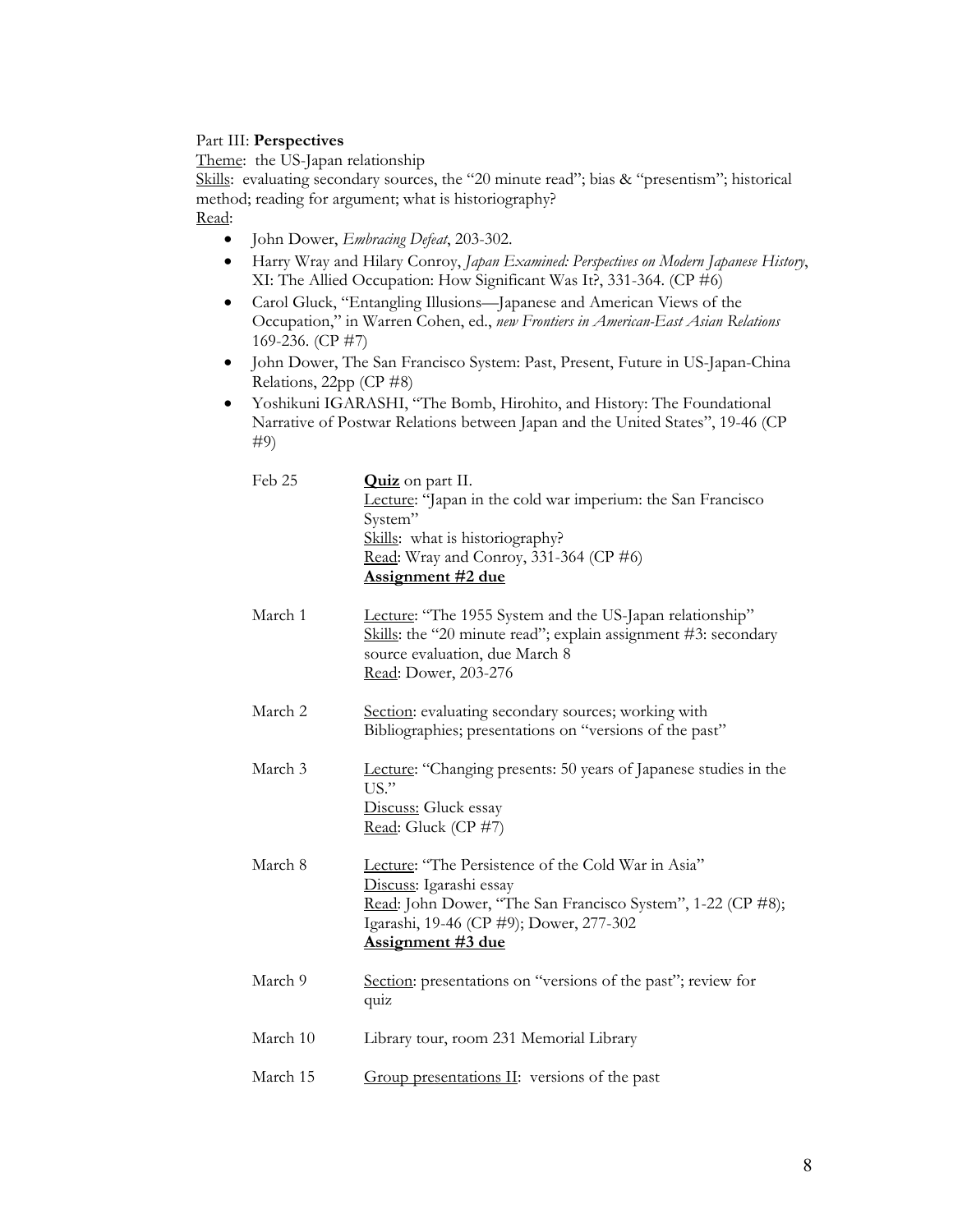Part III: **Perspectives**

Theme: the US-Japan relationship

Skills: evaluating secondary sources, the "20 minute read"; bias & "presentism"; historical method; reading for argument; what is historiography?

Read:

- John Dower, *Embracing Defeat*, 203-302.
- Harry Wray and Hilary Conroy, *Japan Examined: Perspectives on Modern Japanese History*, XI: The Allied Occupation: How Significant Was It?, 331-364. (CP #6)
- Carol Gluck, "Entangling Illusions—Japanese and American Views of the Occupation," in Warren Cohen, ed., *new Frontiers in American-East Asian Relations* 169-236. (CP #7)
- John Dower, The San Francisco System: Past, Present, Future in US-Japan-China Relations, 22pp (CP #8)
- Yoshikuni IGARASHI, "The Bomb, Hirohito, and History: The Foundational Narrative of Postwar Relations between Japan and the United States", 19-46 (CP #9)

| | |
|---|---|
| Feb 25 | **Quiz** on part II.<br>Lecture: "Japan in the cold war imperium: the San Francisco System"<br>Skills: what is historiography?<br>Read: Wray and Conroy, 331-364 (CP #6)<br>**Assignment #2 due** |
| March 1 | Lecture: "The 1955 System and the US-Japan relationship"<br>Skills: the "20 minute read"; explain assignment #3: secondary source evaluation, due March 8<br>Read: Dower, 203-276 |
| March 2 | Section: evaluating secondary sources; working with Bibliographies; presentations on "versions of the past" |
| March 3 | Lecture: "Changing presents: 50 years of Japanese studies in the US."<br>Discuss: Gluck essay<br>Read: Gluck (CP #7) |
| March 8 | Lecture: "The Persistence of the Cold War in Asia"<br>Discuss: Igarashi essay<br>Read: John Dower, "The San Francisco System", 1-22 (CP #8); Igarashi, 19-46 (CP #9); Dower, 277-302<br>**Assignment #3 due** |
| March 9 | Section: presentations on "versions of the past"; review for quiz |
| March 10 | Library tour, room 231 Memorial Library |
| March 15 | Group presentations II: versions of the past |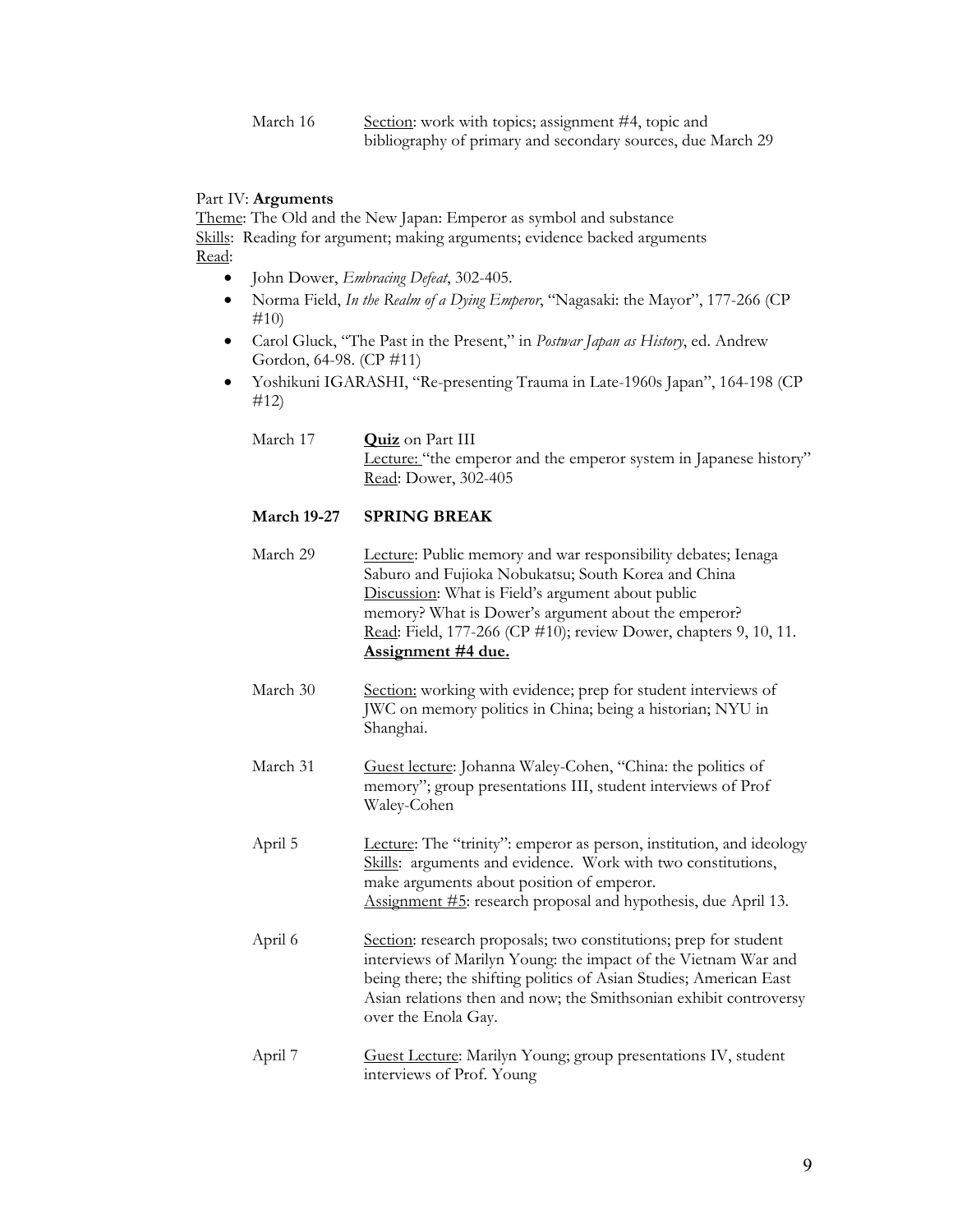March 16 — Section: work with topics; assignment #4, topic and bibliography of primary and secondary sources, due March 29

Part IV: **Arguments**

Theme: The Old and the New Japan: Emperor as symbol and substance

Skills: Reading for argument; making arguments; evidence backed arguments

Read:

- John Dower, *Embracing Defeat*, 302-405.
- Norma Field, *In the Realm of a Dying Emperor*, "Nagasaki: the Mayor", 177-266 (CP #10)
- Carol Gluck, "The Past in the Present," in *Postwar Japan as History*, ed. Andrew Gordon, 64-98. (CP #11)
- Yoshikuni IGARASHI, "Re-presenting Trauma in Late-1960s Japan", 164-198 (CP #12)

March 17 — **Quiz** on Part III
Lecture: "the emperor and the emperor system in Japanese history"
Read: Dower, 302-405

**March 19-27 — SPRING BREAK**

March 29 — Lecture: Public memory and war responsibility debates; Ienaga Saburo and Fujioka Nobukatsu; South Korea and China
Discussion: What is Field's argument about public memory? What is Dower's argument about the emperor?
Read: Field, 177-266 (CP #10); review Dower, chapters 9, 10, 11.
**Assignment #4 due.**

March 30 — Section: working with evidence; prep for student interviews of JWC on memory politics in China; being a historian; NYU in Shanghai.

March 31 — Guest lecture: Johanna Waley-Cohen, "China: the politics of memory"; group presentations III, student interviews of Prof Waley-Cohen

April 5 — Lecture: The "trinity": emperor as person, institution, and ideology
Skills: arguments and evidence. Work with two constitutions, make arguments about position of emperor.
Assignment #5: research proposal and hypothesis, due April 13.

April 6 — Section: research proposals; two constitutions; prep for student interviews of Marilyn Young: the impact of the Vietnam War and being there; the shifting politics of Asian Studies; American East Asian relations then and now; the Smithsonian exhibit controversy over the Enola Gay.

April 7 — Guest Lecture: Marilyn Young; group presentations IV, student interviews of Prof. Young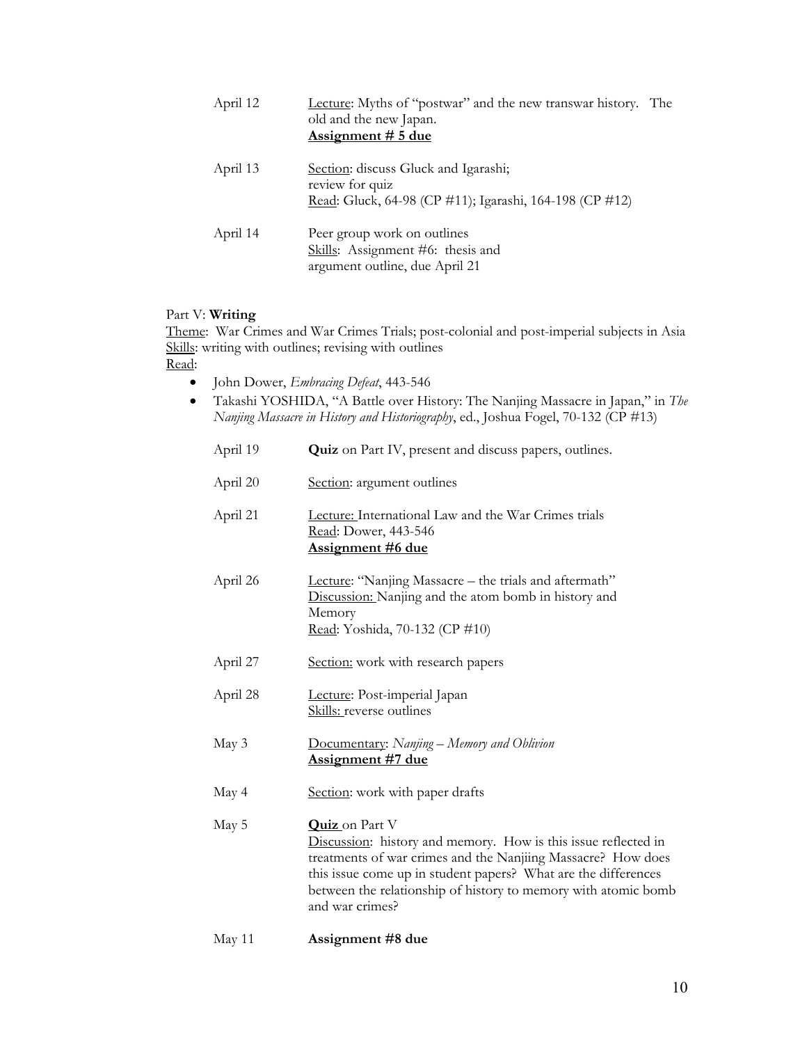| | |
|---|---|
| April 12 | Lecture: Myths of "postwar" and the new transwar history. The old and the new Japan.<br>**Assignment # 5 due** |
| April 13 | Section: discuss Gluck and Igarashi;<br>review for quiz<br>Read: Gluck, 64-98 (CP #11); Igarashi, 164-198 (CP #12) |
| April 14 | Peer group work on outlines<br>Skills: Assignment #6: thesis and argument outline, due April 21 |

Part V: **Writing**

Theme: War Crimes and War Crimes Trials; post-colonial and post-imperial subjects in Asia

Skills: writing with outlines; revising with outlines

Read:

- John Dower, *Embracing Defeat*, 443-546
- Takashi YOSHIDA, "A Battle over History: The Nanjing Massacre in Japan," in *The Nanjing Massacre in History and Historiography*, ed., Joshua Fogel, 70-132 (CP #13)

| | |
|---|---|
| April 19 | **Quiz** on Part IV, present and discuss papers, outlines. |
| April 20 | Section: argument outlines |
| April 21 | Lecture: International Law and the War Crimes trials<br>Read: Dower, 443-546<br>**Assignment #6 due** |
| April 26 | Lecture: "Nanjing Massacre – the trials and aftermath"<br>Discussion: Nanjing and the atom bomb in history and Memory<br>Read: Yoshida, 70-132 (CP #10) |
| April 27 | Section: work with research papers |
| April 28 | Lecture: Post-imperial Japan<br>Skills: reverse outlines |
| May 3 | Documentary: *Nanjing – Memory and Oblivion*<br>**Assignment #7 due** |
| May 4 | Section: work with paper drafts |
| May 5 | **Quiz** on Part V<br>Discussion: history and memory. How is this issue reflected in treatments of war crimes and the Nanjiing Massacre? How does this issue come up in student papers? What are the differences between the relationship of history to memory with atomic bomb and war crimes? |
| May 11 | **Assignment #8 due** |